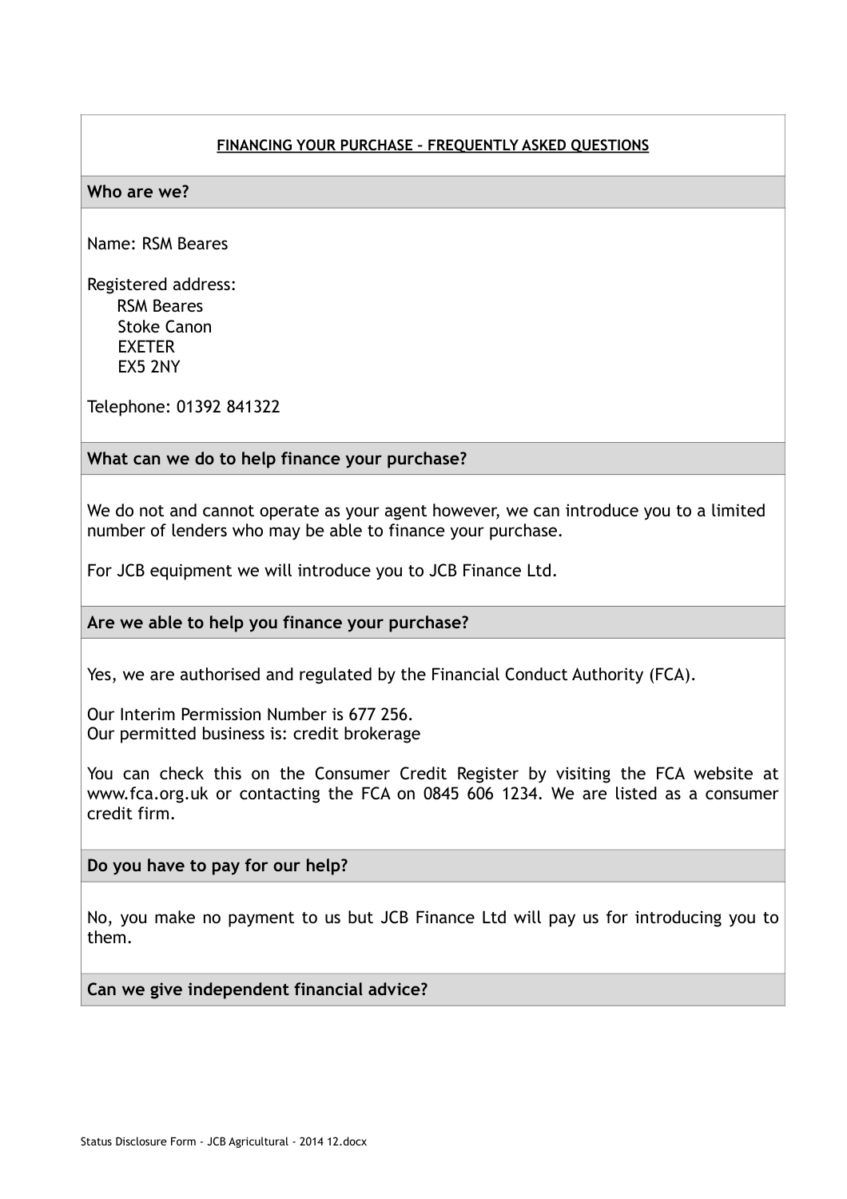## FINANCING YOUR PURCHASE – FREQUENTLY ASKED QUESTIONS

### Who are we?

Name: RSM Beares

Registered address:
RSM Beares
Stoke Canon
EXETER
EX5 2NY

Telephone: 01392 841322

### What can we do to help finance your purchase?

We do not and cannot operate as your agent however, we can introduce you to a limited number of lenders who may be able to finance your purchase.

For JCB equipment we will introduce you to JCB Finance Ltd.

### Are we able to help you finance your purchase?

Yes, we are authorised and regulated by the Financial Conduct Authority (FCA).

Our Interim Permission Number is 677 256.
Our permitted business is: credit brokerage

You can check this on the Consumer Credit Register by visiting the FCA website at www.fca.org.uk or contacting the FCA on 0845 606 1234. We are listed as a consumer credit firm.

### Do you have to pay for our help?

No, you make no payment to us but JCB Finance Ltd will pay us for introducing you to them.

### Can we give independent financial advice?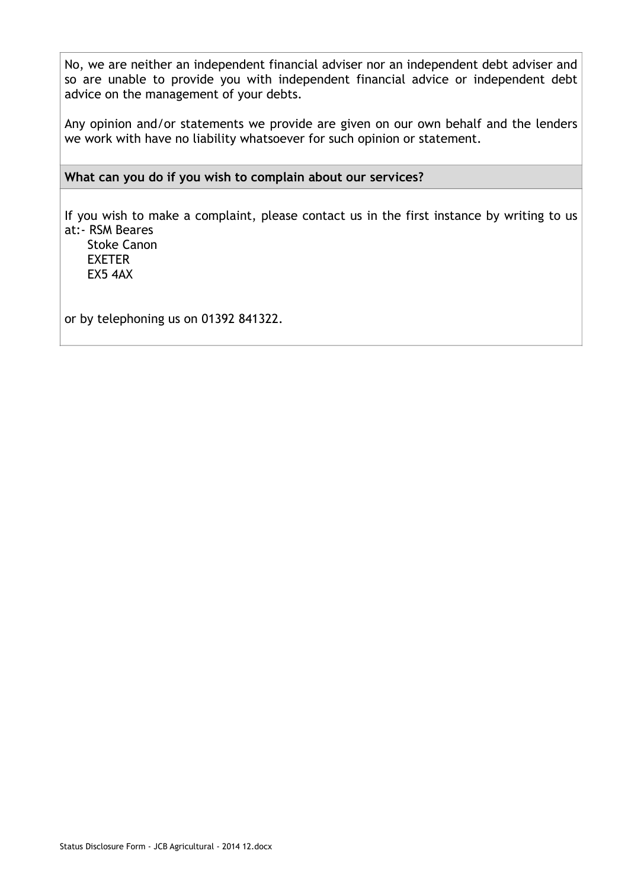No, we are neither an independent financial adviser nor an independent debt adviser and so are unable to provide you with independent financial advice or independent debt advice on the management of your debts.

Any opinion and/or statements we provide are given on our own behalf and the lenders we work with have no liability whatsoever for such opinion or statement.

**What can you do if you wish to complain about our services?**

If you wish to make a complaint, please contact us in the first instance by writing to us at:- RSM Beares
Stoke Canon
EXETER
EX5 4AX

or by telephoning us on 01392 841322.